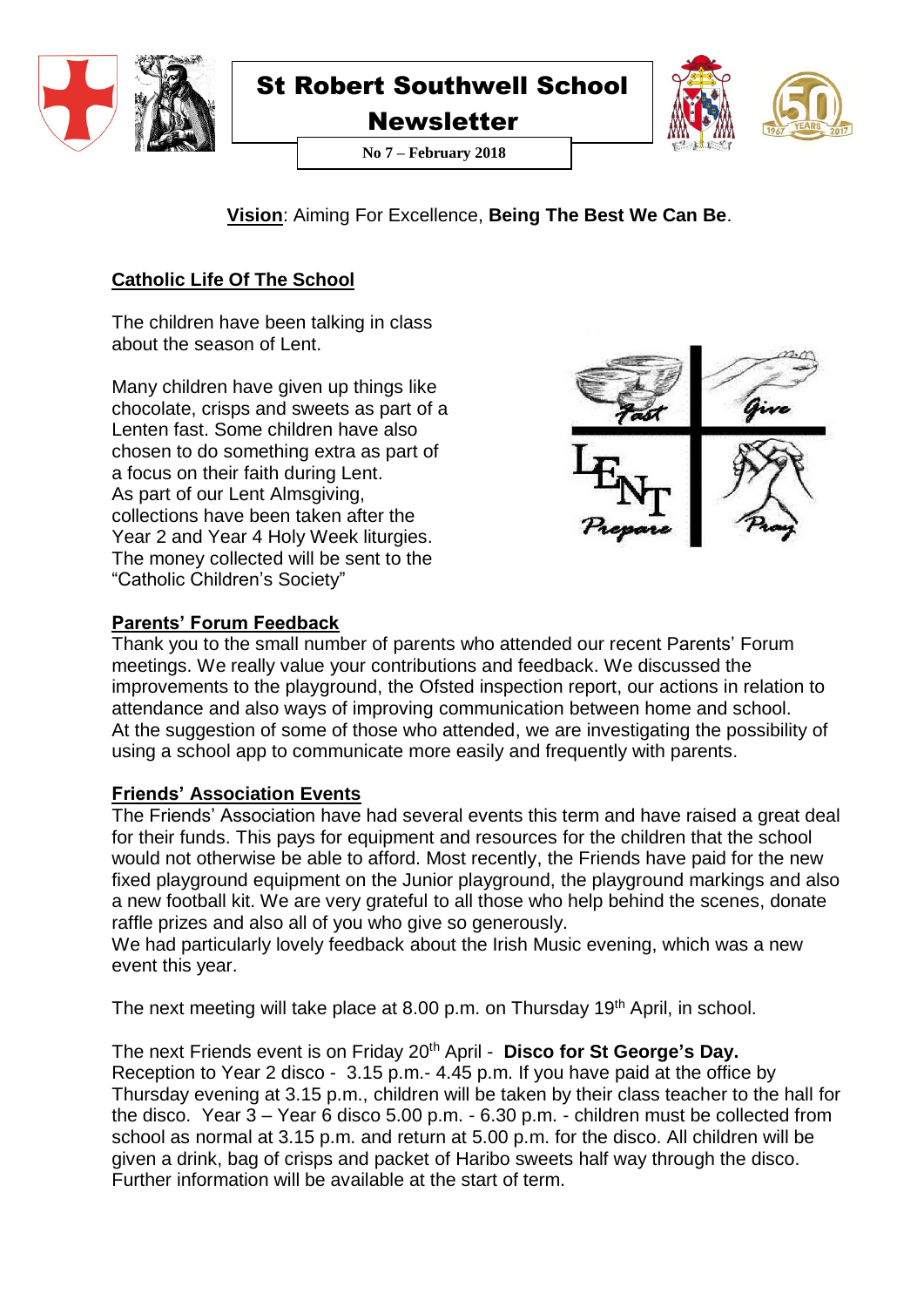# St Robert Southwell School Newsletter

**No 7 – February 2018**

**Vision**: Aiming For Excellence, **Being The Best We Can Be**.

## Catholic Life Of The School

The children have been talking in class about the season of Lent.

Many children have given up things like chocolate, crisps and sweets as part of a Lenten fast. Some children have also chosen to do something extra as part of a focus on their faith during Lent.
As part of our Lent Almsgiving, collections have been taken after the Year 2 and Year 4 Holy Week liturgies. The money collected will be sent to the "Catholic Children's Society"

## Parents' Forum Feedback

Thank you to the small number of parents who attended our recent Parents' Forum meetings. We really value your contributions and feedback. We discussed the improvements to the playground, the Ofsted inspection report, our actions in relation to attendance and also ways of improving communication between home and school.
At the suggestion of some of those who attended, we are investigating the possibility of using a school app to communicate more easily and frequently with parents.

## Friends' Association Events

The Friends' Association have had several events this term and have raised a great deal for their funds. This pays for equipment and resources for the children that the school would not otherwise be able to afford. Most recently, the Friends have paid for the new fixed playground equipment on the Junior playground, the playground markings and also a new football kit. We are very grateful to all those who help behind the scenes, donate raffle prizes and also all of you who give so generously.
We had particularly lovely feedback about the Irish Music evening, which was a new event this year.

The next meeting will take place at 8.00 p.m. on Thursday 19th April, in school.

The next Friends event is on Friday 20th April - **Disco for St George's Day.**
Reception to Year 2 disco - 3.15 p.m.- 4.45 p.m. If you have paid at the office by Thursday evening at 3.15 p.m., children will be taken by their class teacher to the hall for the disco. Year 3 – Year 6 disco 5.00 p.m. - 6.30 p.m. - children must be collected from school as normal at 3.15 p.m. and return at 5.00 p.m. for the disco. All children will be given a drink, bag of crisps and packet of Haribo sweets half way through the disco. Further information will be available at the start of term.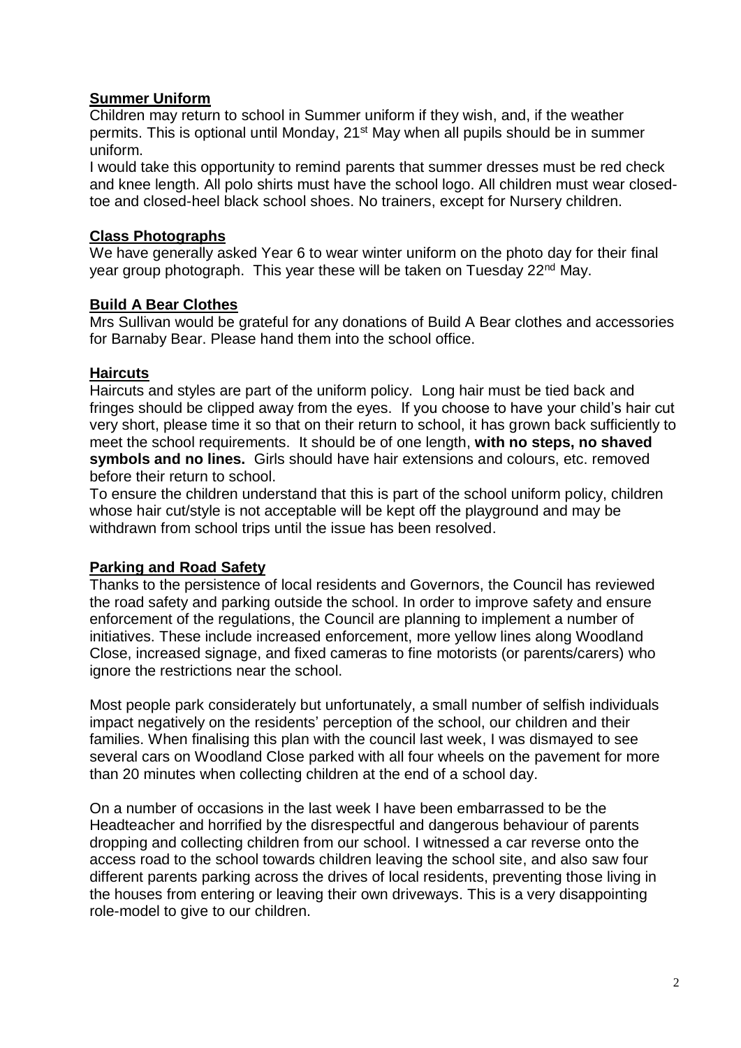## Summer Uniform

Children may return to school in Summer uniform if they wish, and, if the weather permits. This is optional until Monday, 21st May when all pupils should be in summer uniform.

I would take this opportunity to remind parents that summer dresses must be red check and knee length. All polo shirts must have the school logo. All children must wear closed-toe and closed-heel black school shoes. No trainers, except for Nursery children.

## Class Photographs

We have generally asked Year 6 to wear winter uniform on the photo day for their final year group photograph. This year these will be taken on Tuesday 22nd May.

## Build A Bear Clothes

Mrs Sullivan would be grateful for any donations of Build A Bear clothes and accessories for Barnaby Bear. Please hand them into the school office.

## Haircuts

Haircuts and styles are part of the uniform policy. Long hair must be tied back and fringes should be clipped away from the eyes. If you choose to have your child's hair cut very short, please time it so that on their return to school, it has grown back sufficiently to meet the school requirements. It should be of one length, **with no steps, no shaved symbols and no lines.** Girls should have hair extensions and colours, etc. removed before their return to school.

To ensure the children understand that this is part of the school uniform policy, children whose hair cut/style is not acceptable will be kept off the playground and may be withdrawn from school trips until the issue has been resolved.

## Parking and Road Safety

Thanks to the persistence of local residents and Governors, the Council has reviewed the road safety and parking outside the school. In order to improve safety and ensure enforcement of the regulations, the Council are planning to implement a number of initiatives. These include increased enforcement, more yellow lines along Woodland Close, increased signage, and fixed cameras to fine motorists (or parents/carers) who ignore the restrictions near the school.

Most people park considerately but unfortunately, a small number of selfish individuals impact negatively on the residents' perception of the school, our children and their families. When finalising this plan with the council last week, I was dismayed to see several cars on Woodland Close parked with all four wheels on the pavement for more than 20 minutes when collecting children at the end of a school day.

On a number of occasions in the last week I have been embarrassed to be the Headteacher and horrified by the disrespectful and dangerous behaviour of parents dropping and collecting children from our school. I witnessed a car reverse onto the access road to the school towards children leaving the school site, and also saw four different parents parking across the drives of local residents, preventing those living in the houses from entering or leaving their own driveways. This is a very disappointing role-model to give to our children.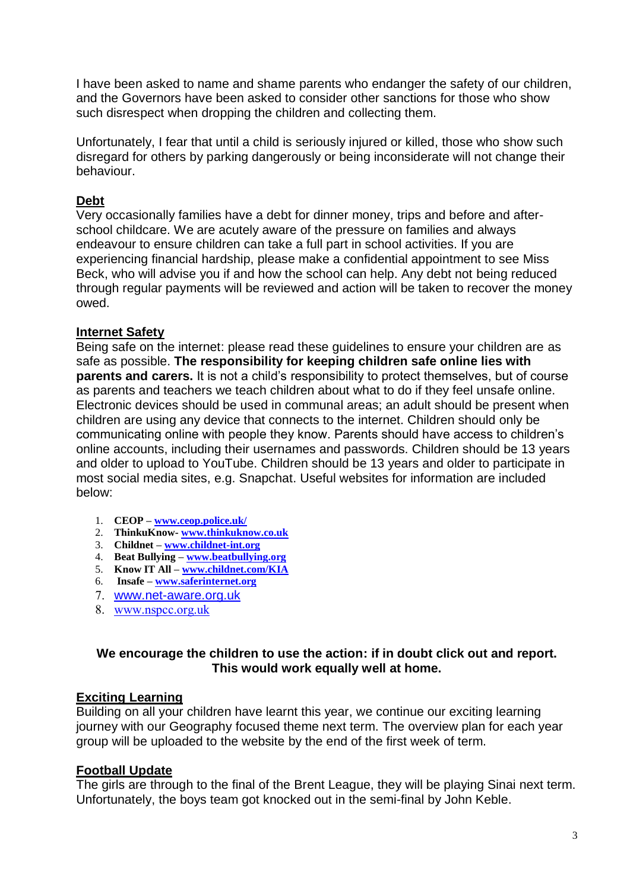I have been asked to name and shame parents who endanger the safety of our children, and the Governors have been asked to consider other sanctions for those who show such disrespect when dropping the children and collecting them.

Unfortunately, I fear that until a child is seriously injured or killed, those who show such disregard for others by parking dangerously or being inconsiderate will not change their behaviour.

## Debt

Very occasionally families have a debt for dinner money, trips and before and after-school childcare. We are acutely aware of the pressure on families and always endeavour to ensure children can take a full part in school activities. If you are experiencing financial hardship, please make a confidential appointment to see Miss Beck, who will advise you if and how the school can help. Any debt not being reduced through regular payments will be reviewed and action will be taken to recover the money owed.

## Internet Safety

Being safe on the internet: please read these guidelines to ensure your children are as safe as possible. **The responsibility for keeping children safe online lies with parents and carers.** It is not a child's responsibility to protect themselves, but of course as parents and teachers we teach children about what to do if they feel unsafe online. Electronic devices should be used in communal areas; an adult should be present when children are using any device that connects to the internet. Children should only be communicating online with people they know. Parents should have access to children's online accounts, including their usernames and passwords. Children should be 13 years and older to upload to YouTube. Children should be 13 years and older to participate in most social media sites, e.g. Snapchat. Useful websites for information are included below:

1. **CEOP – www.ceop.police.uk/**
2. **ThinkuKnow- www.thinkuknow.co.uk**
3. **Childnet – www.childnet-int.org**
4. **Beat Bullying – www.beatbullying.org**
5. **Know IT All – www.childnet.com/KIA**
6. **Insafe – www.saferinternet.org**
7. www.net-aware.org.uk
8. www.nspcc.org.uk

**We encourage the children to use the action: if in doubt click out and report. This would work equally well at home.**

## Exciting Learning

Building on all your children have learnt this year, we continue our exciting learning journey with our Geography focused theme next term. The overview plan for each year group will be uploaded to the website by the end of the first week of term.

## Football Update

The girls are through to the final of the Brent League, they will be playing Sinai next term. Unfortunately, the boys team got knocked out in the semi-final by John Keble.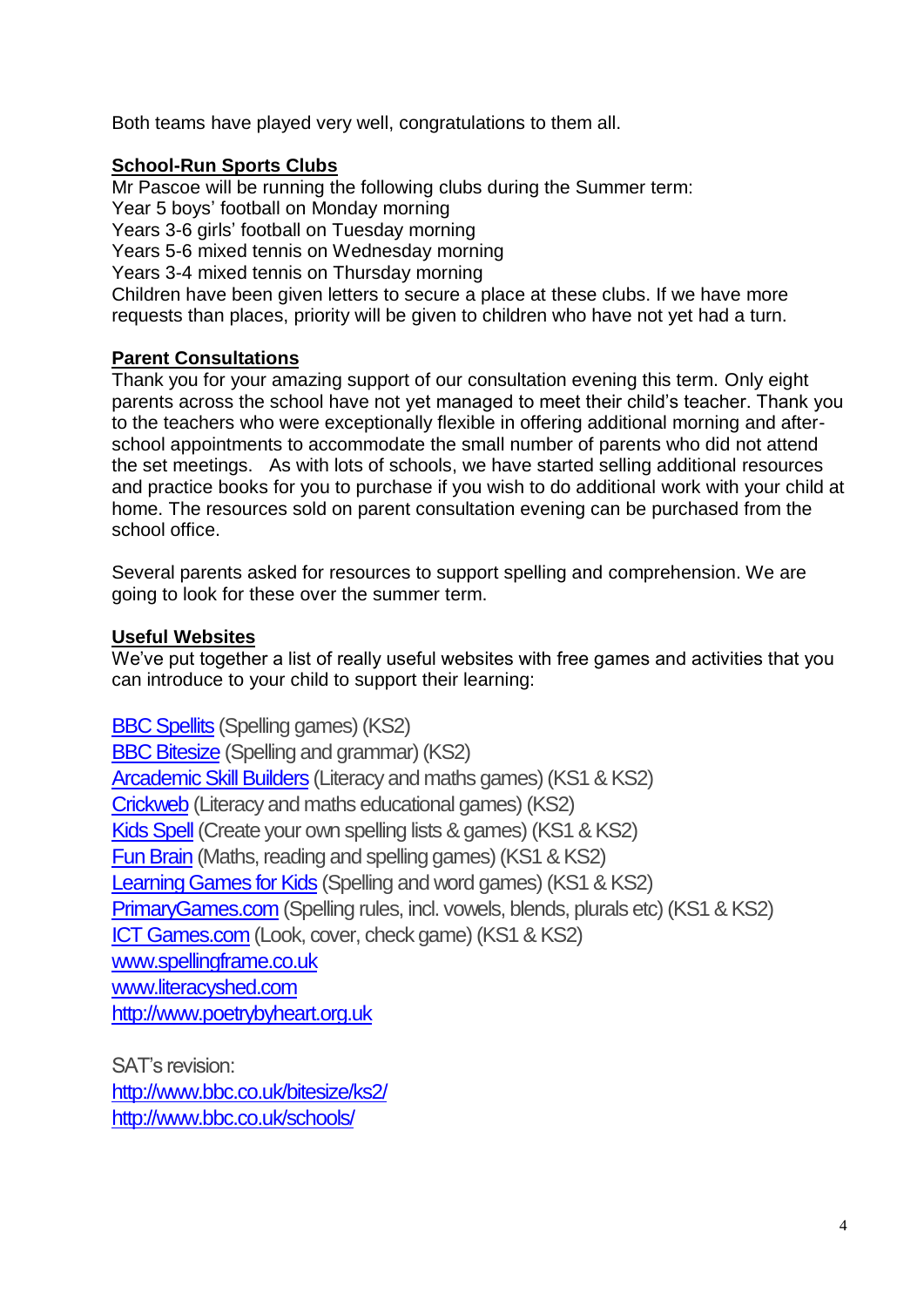Both teams have played very well, congratulations to them all.

## School-Run Sports Clubs

Mr Pascoe will be running the following clubs during the Summer term:
Year 5 boys' football on Monday morning
Years 3-6 girls' football on Tuesday morning
Years 5-6 mixed tennis on Wednesday morning
Years 3-4 mixed tennis on Thursday morning
Children have been given letters to secure a place at these clubs. If we have more requests than places, priority will be given to children who have not yet had a turn.

## Parent Consultations

Thank you for your amazing support of our consultation evening this term. Only eight parents across the school have not yet managed to meet their child's teacher. Thank you to the teachers who were exceptionally flexible in offering additional morning and after-school appointments to accommodate the small number of parents who did not attend the set meetings. As with lots of schools, we have started selling additional resources and practice books for you to purchase if you wish to do additional work with your child at home. The resources sold on parent consultation evening can be purchased from the school office.

Several parents asked for resources to support spelling and comprehension. We are going to look for these over the summer term.

## Useful Websites

We've put together a list of really useful websites with free games and activities that you can introduce to your child to support their learning:

BBC Spellits (Spelling games) (KS2)
BBC Bitesize (Spelling and grammar) (KS2)
Arcademic Skill Builders (Literacy and maths games) (KS1 & KS2)
Crickweb (Literacy and maths educational games) (KS2)
Kids Spell (Create your own spelling lists & games) (KS1 & KS2)
Fun Brain (Maths, reading and spelling games) (KS1 & KS2)
Learning Games for Kids (Spelling and word games) (KS1 & KS2)
PrimaryGames.com (Spelling rules, incl. vowels, blends, plurals etc) (KS1 & KS2)
ICT Games.com (Look, cover, check game) (KS1 & KS2)
www.spellingframe.co.uk
www.literacyshed.com
http://www.poetrybyheart.org.uk

SAT's revision:
http://www.bbc.co.uk/bitesize/ks2/
http://www.bbc.co.uk/schools/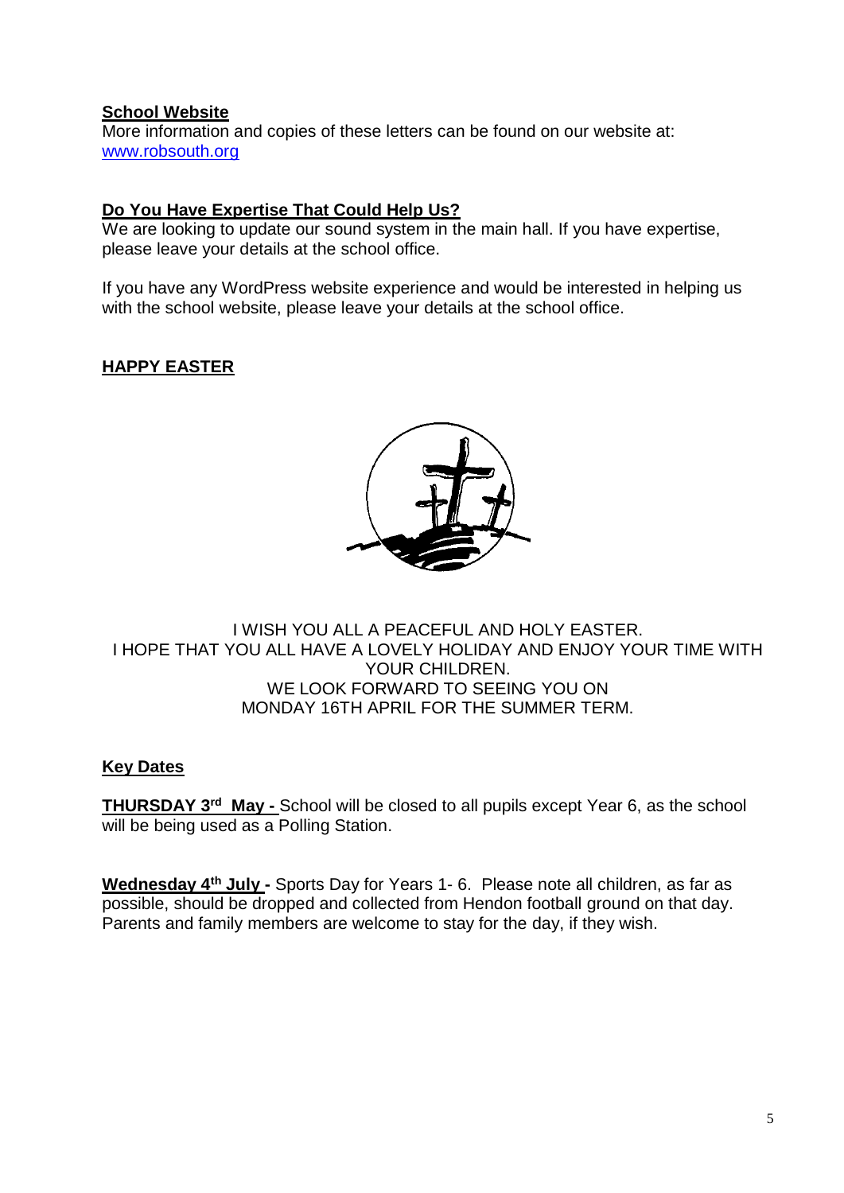## School Website

More information and copies of these letters can be found on our website at: www.robsouth.org

## Do You Have Expertise That Could Help Us?

We are looking to update our sound system in the main hall. If you have expertise, please leave your details at the school office.

If you have any WordPress website experience and would be interested in helping us with the school website, please leave your details at the school office.

## HAPPY EASTER

I WISH YOU ALL A PEACEFUL AND HOLY EASTER.
I HOPE THAT YOU ALL HAVE A LOVELY HOLIDAY AND ENJOY YOUR TIME WITH YOUR CHILDREN.
WE LOOK FORWARD TO SEEING YOU ON
MONDAY 16TH APRIL FOR THE SUMMER TERM.

## Key Dates

**THURSDAY 3rd May -** School will be closed to all pupils except Year 6, as the school will be being used as a Polling Station.

**Wednesday 4th July -** Sports Day for Years 1- 6. Please note all children, as far as possible, should be dropped and collected from Hendon football ground on that day. Parents and family members are welcome to stay for the day, if they wish.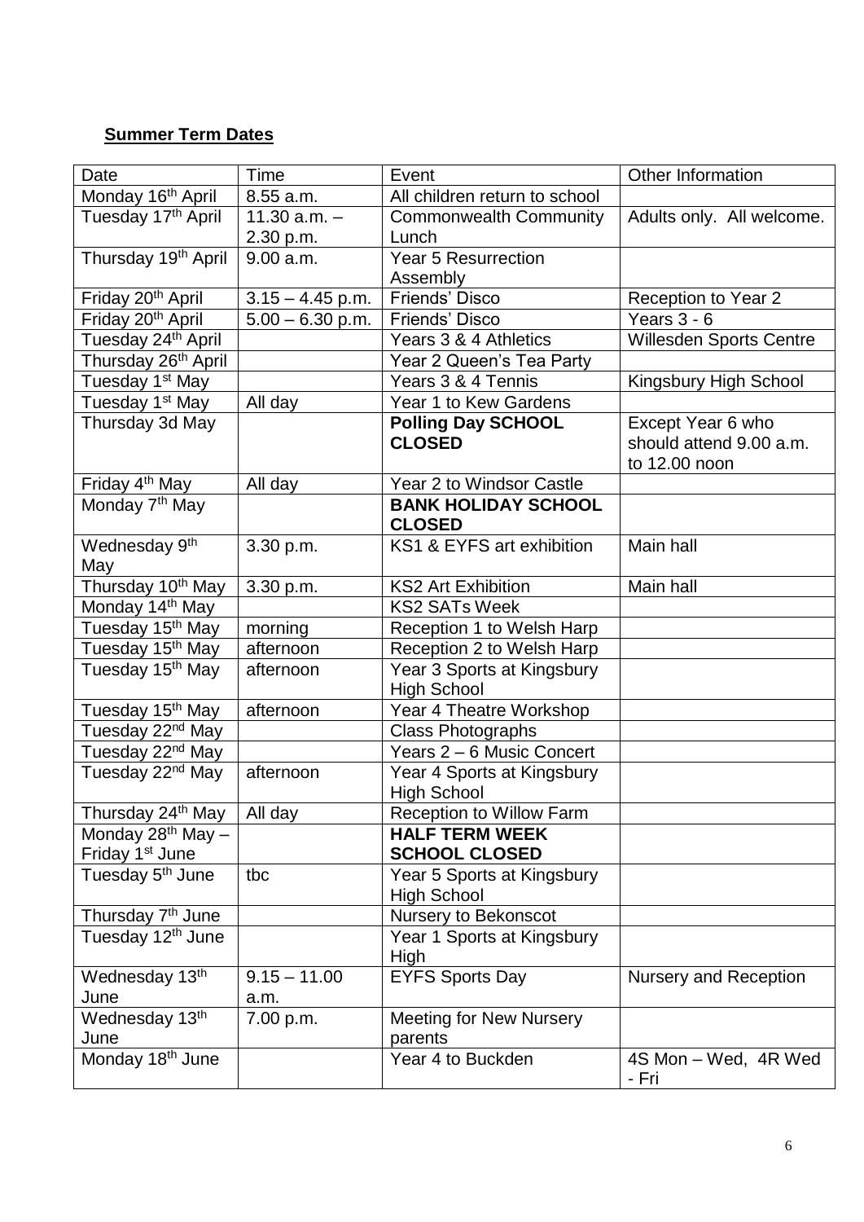**Summer Term Dates**

| Date | Time | Event | Other Information |
|---|---|---|---|
| Monday 16th April | 8.55 a.m. | All children return to school | |
| Tuesday 17th April | 11.30 a.m. – 2.30 p.m. | Commonwealth Community Lunch | Adults only. All welcome. |
| Thursday 19th April | 9.00 a.m. | Year 5 Resurrection Assembly | |
| Friday 20th April | 3.15 – 4.45 p.m. | Friends' Disco | Reception to Year 2 |
| Friday 20th April | 5.00 – 6.30 p.m. | Friends' Disco | Years 3 - 6 |
| Tuesday 24th April | | Years 3 & 4 Athletics | Willesden Sports Centre |
| Thursday 26th April | | Year 2 Queen's Tea Party | |
| Tuesday 1st May | | Years 3 & 4 Tennis | Kingsbury High School |
| Tuesday 1st May | All day | Year 1 to Kew Gardens | |
| Thursday 3d May | | **Polling Day SCHOOL CLOSED** | Except Year 6 who should attend 9.00 a.m. to 12.00 noon |
| Friday 4th May | All day | Year 2 to Windsor Castle | |
| Monday 7th May | | **BANK HOLIDAY SCHOOL CLOSED** | |
| Wednesday 9th May | 3.30 p.m. | KS1 & EYFS art exhibition | Main hall |
| Thursday 10th May | 3.30 p.m. | KS2 Art Exhibition | Main hall |
| Monday 14th May | | KS2 SATs Week | |
| Tuesday 15th May | morning | Reception 1 to Welsh Harp | |
| Tuesday 15th May | afternoon | Reception 2 to Welsh Harp | |
| Tuesday 15th May | afternoon | Year 3 Sports at Kingsbury High School | |
| Tuesday 15th May | afternoon | Year 4 Theatre Workshop | |
| Tuesday 22nd May | | Class Photographs | |
| Tuesday 22nd May | | Years 2 – 6 Music Concert | |
| Tuesday 22nd May | afternoon | Year 4 Sports at Kingsbury High School | |
| Thursday 24th May | All day | Reception to Willow Farm | |
| Monday 28th May – Friday 1st June | | **HALF TERM WEEK SCHOOL CLOSED** | |
| Tuesday 5th June | tbc | Year 5 Sports at Kingsbury High School | |
| Thursday 7th June | | Nursery to Bekonscot | |
| Tuesday 12th June | | Year 1 Sports at Kingsbury High | |
| Wednesday 13th June | 9.15 – 11.00 a.m. | EYFS Sports Day | Nursery and Reception |
| Wednesday 13th June | 7.00 p.m. | Meeting for New Nursery parents | |
| Monday 18th June | | Year 4 to Buckden | 4S Mon – Wed, 4R Wed - Fri |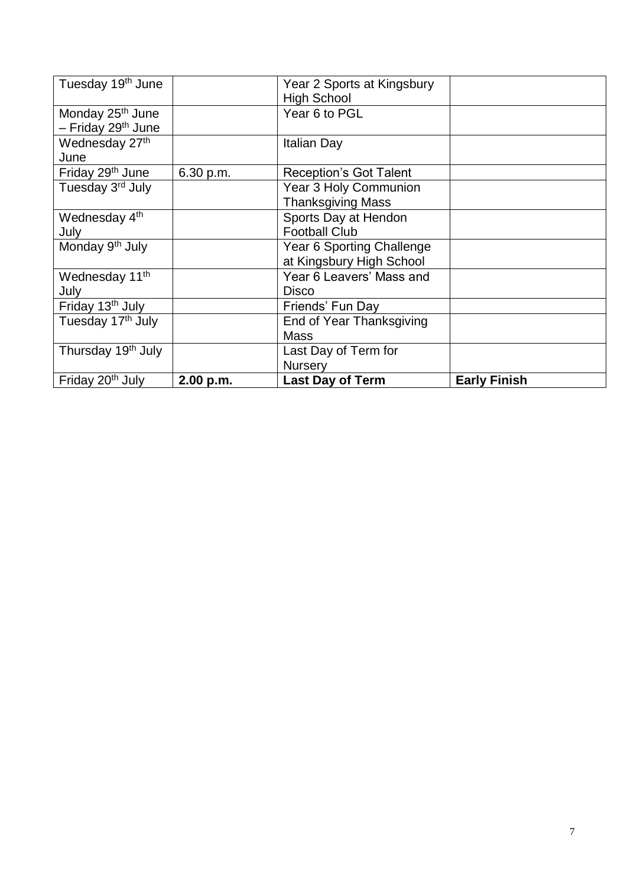| | | | |
|---|---|---|---|
| Tuesday 19th June | | Year 2 Sports at Kingsbury High School | |
| Monday 25th June – Friday 29th June | | Year 6 to PGL | |
| Wednesday 27th June | | Italian Day | |
| Friday 29th June | 6.30 p.m. | Reception's Got Talent | |
| Tuesday 3rd July | | Year 3 Holy Communion Thanksgiving Mass | |
| Wednesday 4th July | | Sports Day at Hendon Football Club | |
| Monday 9th July | | Year 6 Sporting Challenge at Kingsbury High School | |
| Wednesday 11th July | | Year 6 Leavers' Mass and Disco | |
| Friday 13th July | | Friends' Fun Day | |
| Tuesday 17th July | | End of Year Thanksgiving Mass | |
| Thursday 19th July | | Last Day of Term for Nursery | |
| Friday 20th July | **2.00 p.m.** | **Last Day of Term** | **Early Finish** |